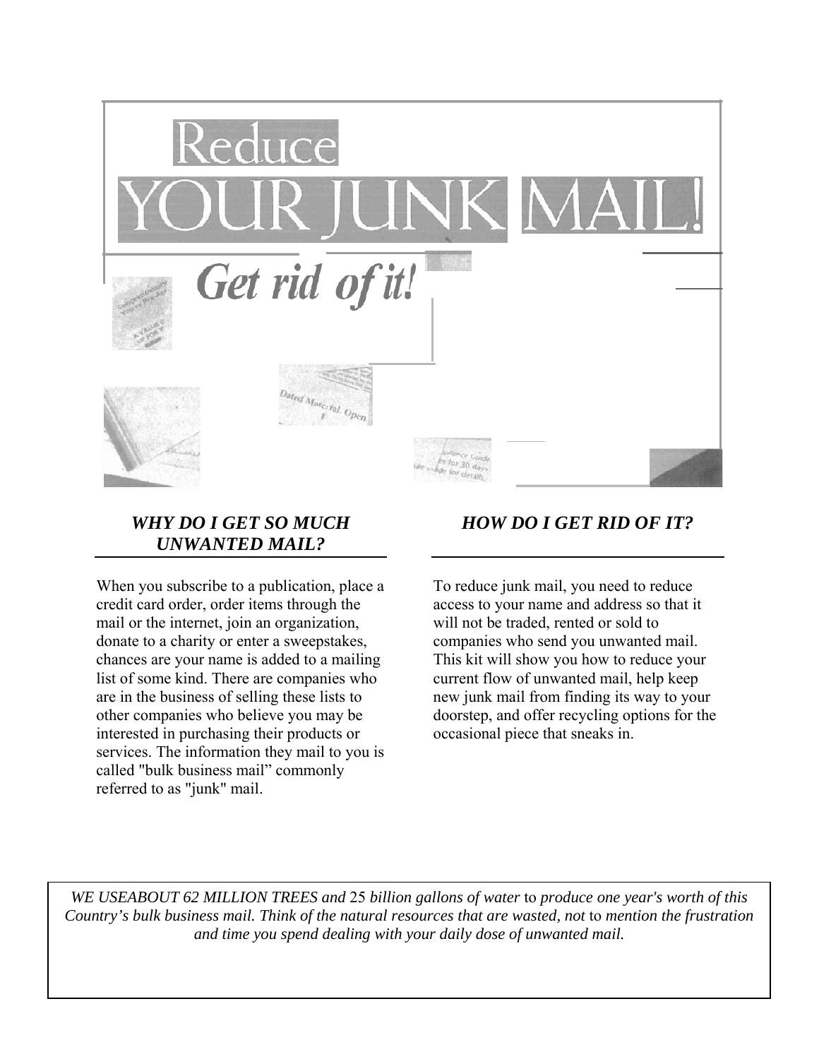# Reduce YOUR JUNK MAIL!

## Get rid of it!

### *WHY DO I GET SO MUCH UNWANTED MAIL?*

When you subscribe to a publication, place a credit card order, order items through the mail or the internet, join an organization, donate to a charity or enter a sweepstakes, chances are your name is added to a mailing list of some kind. There are companies who are in the business of selling these lists to other companies who believe you may be interested in purchasing their products or services. The information they mail to you is called "bulk business mail" commonly referred to as "junk" mail.

### *HOW DO I GET RID OF IT?*

To reduce junk mail, you need to reduce access to your name and address so that it will not be traded, rented or sold to companies who send you unwanted mail. This kit will show you how to reduce your current flow of unwanted mail, help keep new junk mail from finding its way to your doorstep, and offer recycling options for the occasional piece that sneaks in.

*WE USEABOUT 62 MILLION TREES and 25 billion gallons of water to produce one year's worth of this Country's bulk business mail. Think of the natural resources that are wasted, not to mention the frustration and time you spend dealing with your daily dose of unwanted mail.*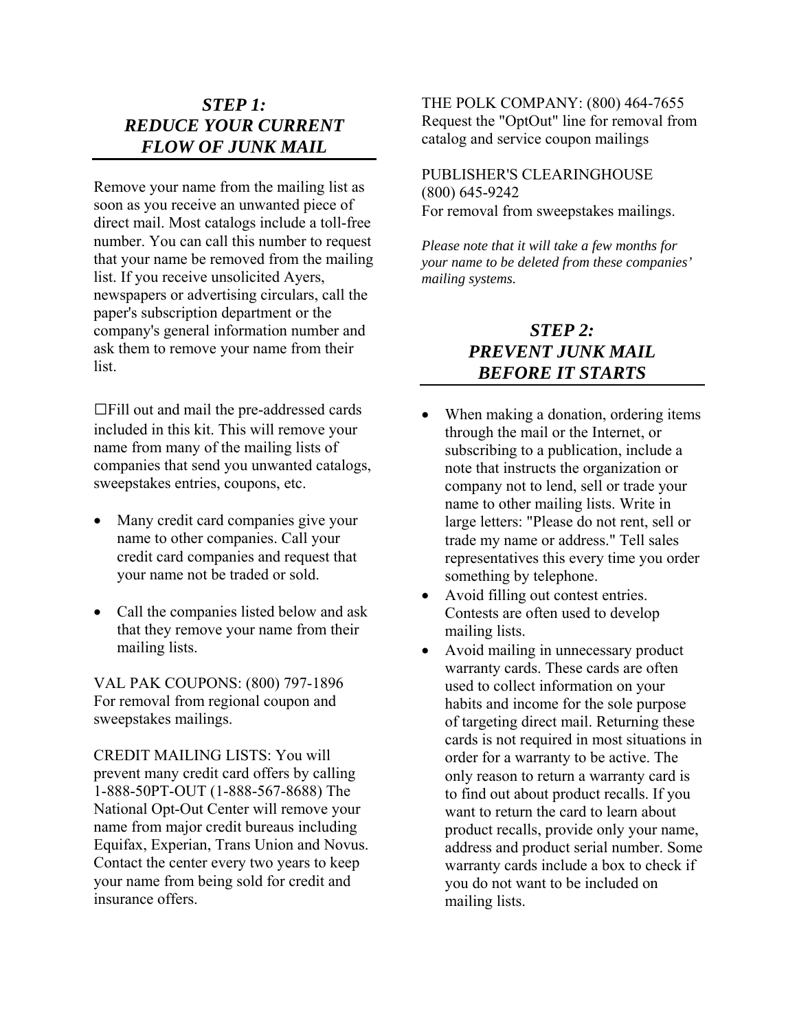## *STEP 1: REDUCE YOUR CURRENT FLOW OF JUNK MAIL*

Remove your name from the mailing list as soon as you receive an unwanted piece of direct mail. Most catalogs include a toll-free number. You can call this number to request that your name be removed from the mailing list. If you receive unsolicited Ayers, newspapers or advertising circulars, call the paper's subscription department or the company's general information number and ask them to remove your name from their list.

☐Fill out and mail the pre-addressed cards included in this kit. This will remove your name from many of the mailing lists of companies that send you unwanted catalogs, sweepstakes entries, coupons, etc.

- Many credit card companies give your name to other companies. Call your credit card companies and request that your name not be traded or sold.
- Call the companies listed below and ask that they remove your name from their mailing lists.

VAL PAK COUPONS: (800) 797-1896
For removal from regional coupon and sweepstakes mailings.

CREDIT MAILING LISTS: You will prevent many credit card offers by calling 1-888-50PT-OUT (1-888-567-8688) The National Opt-Out Center will remove your name from major credit bureaus including Equifax, Experian, Trans Union and Novus. Contact the center every two years to keep your name from being sold for credit and insurance offers.

THE POLK COMPANY: (800) 464-7655
Request the "OptOut" line for removal from catalog and service coupon mailings

PUBLISHER'S CLEARINGHOUSE
(800) 645-9242
For removal from sweepstakes mailings.

*Please note that it will take a few months for your name to be deleted from these companies' mailing systems.*

## *STEP 2: PREVENT JUNK MAIL BEFORE IT STARTS*

- When making a donation, ordering items through the mail or the Internet, or subscribing to a publication, include a note that instructs the organization or company not to lend, sell or trade your name to other mailing lists. Write in large letters: "Please do not rent, sell or trade my name or address." Tell sales representatives this every time you order something by telephone.
- Avoid filling out contest entries. Contests are often used to develop mailing lists.
- Avoid mailing in unnecessary product warranty cards. These cards are often used to collect information on your habits and income for the sole purpose of targeting direct mail. Returning these cards is not required in most situations in order for a warranty to be active. The only reason to return a warranty card is to find out about product recalls. If you want to return the card to learn about product recalls, provide only your name, address and product serial number. Some warranty cards include a box to check if you do not want to be included on mailing lists.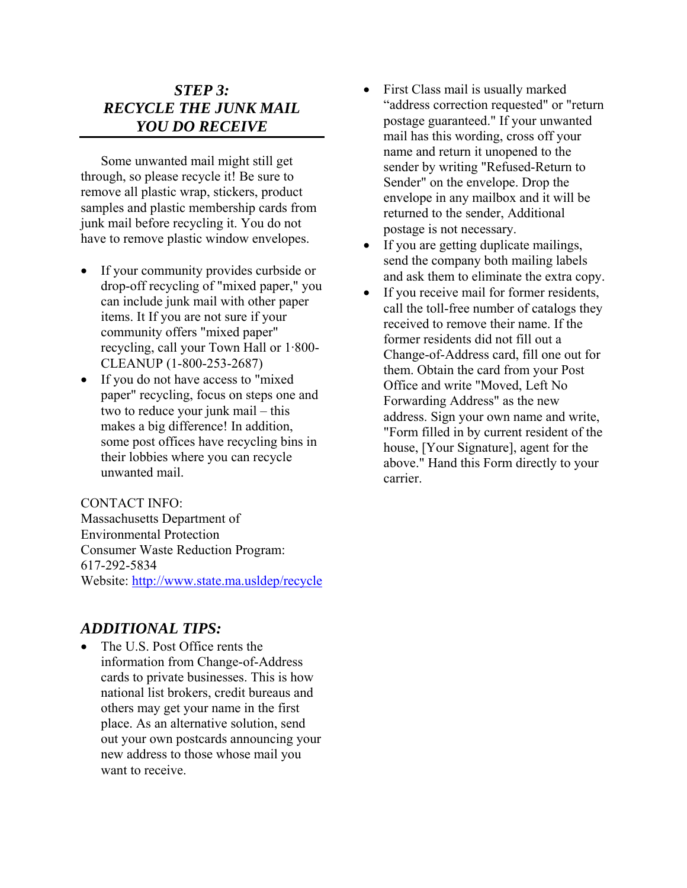## *STEP 3: RECYCLE THE JUNK MAIL YOU DO RECEIVE*

Some unwanted mail might still get through, so please recycle it! Be sure to remove all plastic wrap, stickers, product samples and plastic membership cards from junk mail before recycling it. You do not have to remove plastic window envelopes.

- If your community provides curbside or drop-off recycling of "mixed paper," you can include junk mail with other paper items. It If you are not sure if your community offers "mixed paper" recycling, call your Town Hall or 1·800-CLEANUP (1-800-253-2687)
- If you do not have access to "mixed paper" recycling, focus on steps one and two to reduce your junk mail – this makes a big difference! In addition, some post offices have recycling bins in their lobbies where you can recycle unwanted mail.

CONTACT INFO:
Massachusetts Department of Environmental Protection
Consumer Waste Reduction Program: 617-292-5834
Website: http://www.state.ma.usldep/recycle

## *ADDITIONAL TIPS:*

- The U.S. Post Office rents the information from Change-of-Address cards to private businesses. This is how national list brokers, credit bureaus and others may get your name in the first place. As an alternative solution, send out your own postcards announcing your new address to those whose mail you want to receive.
- First Class mail is usually marked "address correction requested" or "return postage guaranteed." If your unwanted mail has this wording, cross off your name and return it unopened to the sender by writing "Refused-Return to Sender" on the envelope. Drop the envelope in any mailbox and it will be returned to the sender, Additional postage is not necessary.
- If you are getting duplicate mailings, send the company both mailing labels and ask them to eliminate the extra copy.
- If you receive mail for former residents, call the toll-free number of catalogs they received to remove their name. If the former residents did not fill out a Change-of-Address card, fill one out for them. Obtain the card from your Post Office and write "Moved, Left No Forwarding Address" as the new address. Sign your own name and write, "Form filled in by current resident of the house, [Your Signature], agent for the above." Hand this Form directly to your carrier.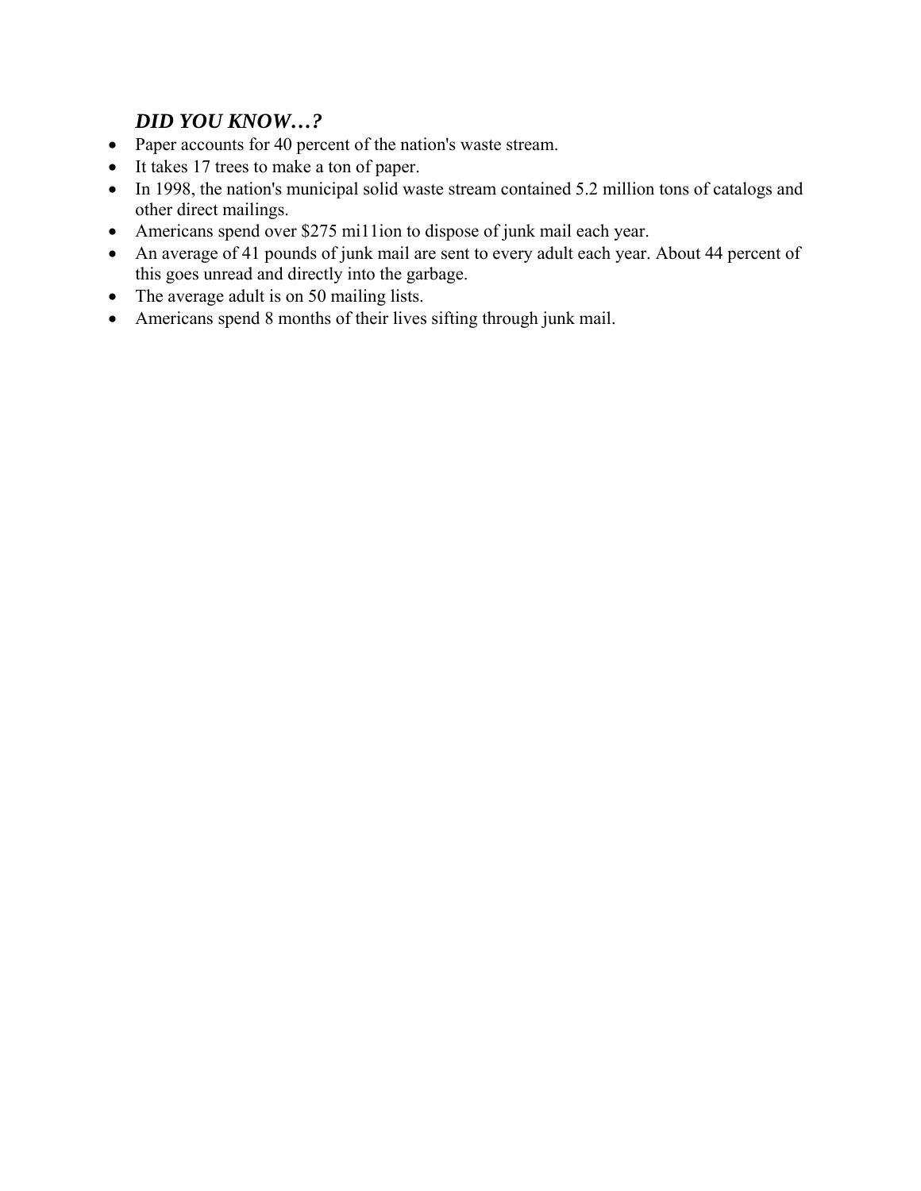### *DID YOU KNOW…?*

- Paper accounts for 40 percent of the nation's waste stream.
- It takes 17 trees to make a ton of paper.
- In 1998, the nation's municipal solid waste stream contained 5.2 million tons of catalogs and other direct mailings.
- Americans spend over $275 mi11ion to dispose of junk mail each year.
- An average of 41 pounds of junk mail are sent to every adult each year. About 44 percent of this goes unread and directly into the garbage.
- The average adult is on 50 mailing lists.
- Americans spend 8 months of their lives sifting through junk mail.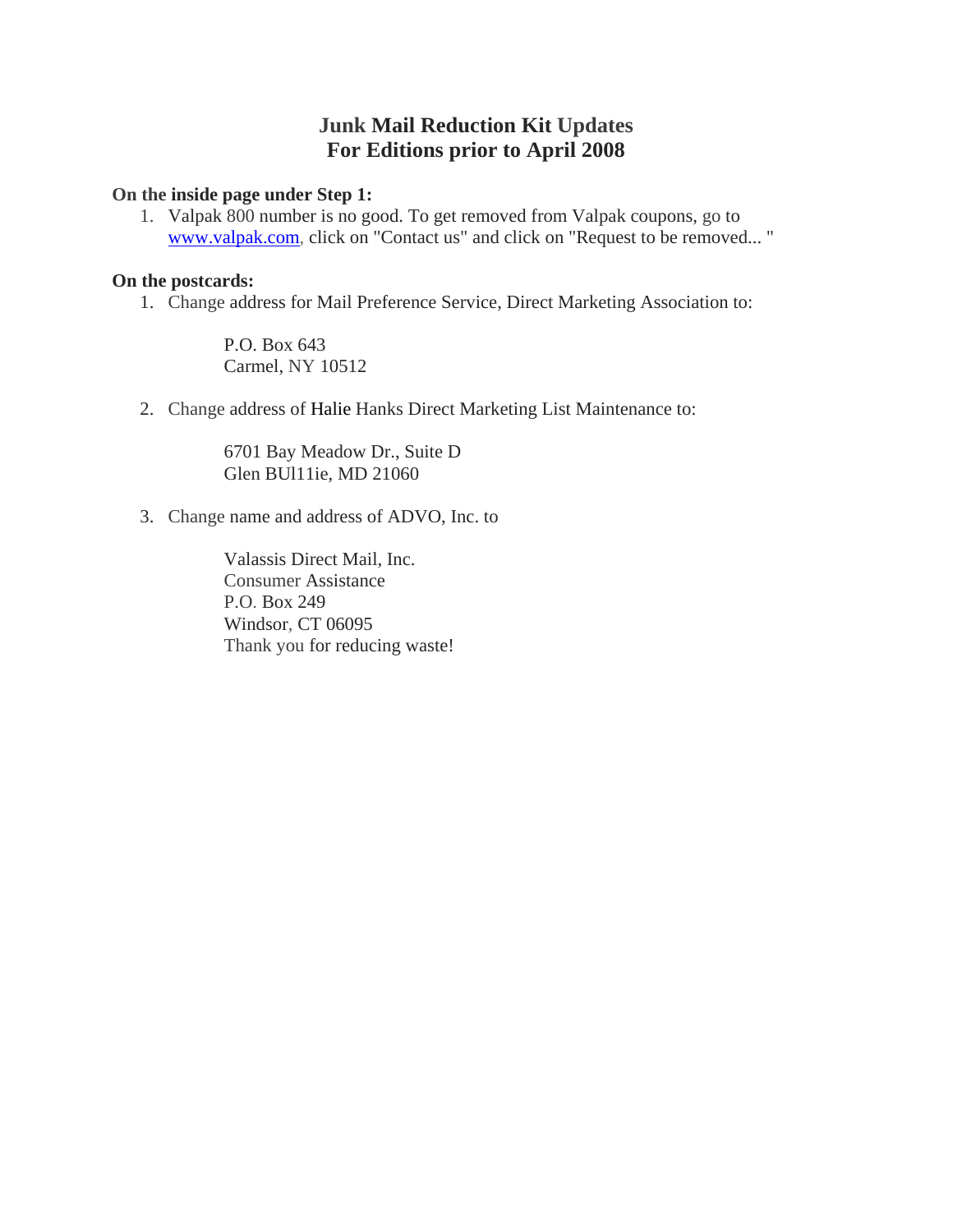# Junk Mail Reduction Kit Updates
# For Editions prior to April 2008

**On the inside page under Step 1:**

1. Valpak 800 number is no good. To get removed from Valpak coupons, go to www.valpak.com, click on "Contact us" and click on "Request to be removed... "

**On the postcards:**

1. Change address for Mail Preference Service, Direct Marketing Association to:

   P.O. Box 643
   Carmel, NY 10512

2. Change address of Halie Hanks Direct Marketing List Maintenance to:

   6701 Bay Meadow Dr., Suite D
   Glen BUl11ie, MD 21060

3. Change name and address of ADVO, Inc. to

   Valassis Direct Mail, Inc.
   Consumer Assistance
   P.O. Box 249
   Windsor, CT 06095
   Thank you for reducing waste!